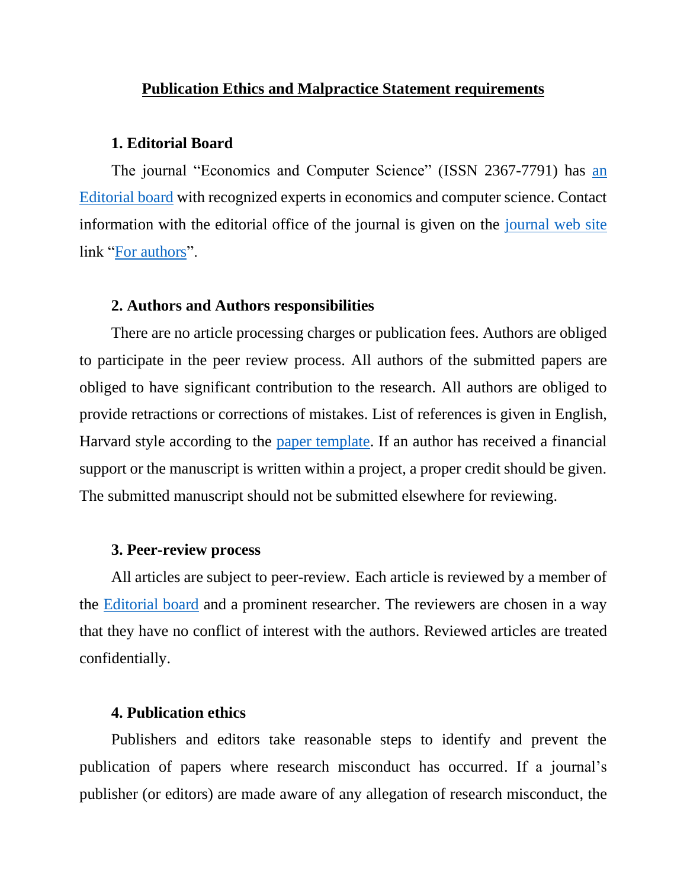# Publication Ethics and Malpractice Statement requirements

## 1. Editorial Board

The journal "Economics and Computer Science" (ISSN 2367-7791) has an Editorial board with recognized experts in economics and computer science. Contact information with the editorial office of the journal is given on the journal web site link "For authors".

## 2. Authors and Authors responsibilities

There are no article processing charges or publication fees. Authors are obliged to participate in the peer review process. All authors of the submitted papers are obliged to have significant contribution to the research. All authors are obliged to provide retractions or corrections of mistakes. List of references is given in English, Harvard style according to the paper template. If an author has received a financial support or the manuscript is written within a project, a proper credit should be given. The submitted manuscript should not be submitted elsewhere for reviewing.

## 3. Peer-review process

All articles are subject to peer-review. Each article is reviewed by a member of the Editorial board and a prominent researcher. The reviewers are chosen in a way that they have no conflict of interest with the authors. Reviewed articles are treated confidentially.

## 4. Publication ethics

Publishers and editors take reasonable steps to identify and prevent the publication of papers where research misconduct has occurred. If a journal's publisher (or editors) are made aware of any allegation of research misconduct, the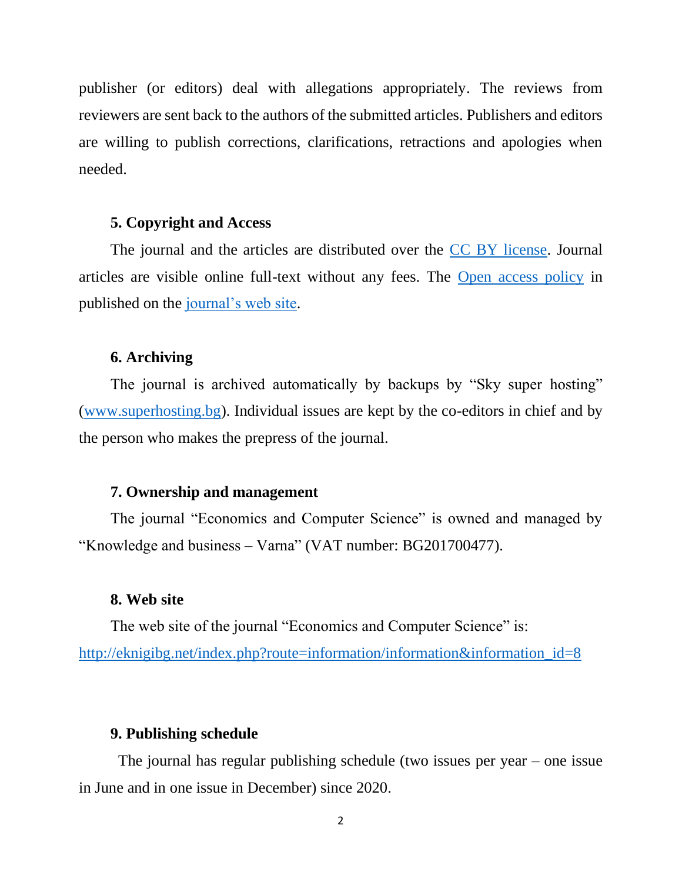publisher (or editors) deal with allegations appropriately. The reviews from reviewers are sent back to the authors of the submitted articles. Publishers and editors are willing to publish corrections, clarifications, retractions and apologies when needed.

### 5. Copyright and Access

The journal and the articles are distributed over the CC BY license. Journal articles are visible online full-text without any fees. The Open access policy in published on the journal's web site.

### 6. Archiving

The journal is archived automatically by backups by "Sky super hosting" (www.superhosting.bg). Individual issues are kept by the co-editors in chief and by the person who makes the prepress of the journal.

### 7. Ownership and management

The journal "Economics and Computer Science" is owned and managed by "Knowledge and business – Varna" (VAT number: BG201700477).

### 8. Web site

The web site of the journal "Economics and Computer Science" is: http://eknigibg.net/index.php?route=information/information&information_id=8

### 9. Publishing schedule

The journal has regular publishing schedule (two issues per year – one issue in June and in one issue in December) since 2020.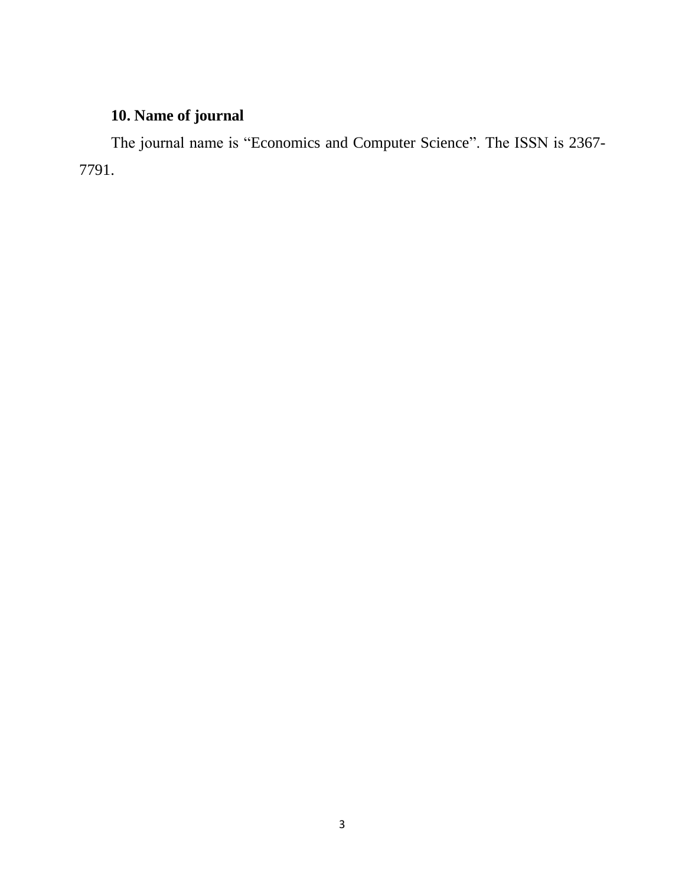## 10. Name of journal

The journal name is “Economics and Computer Science”. The ISSN is 2367-7791.